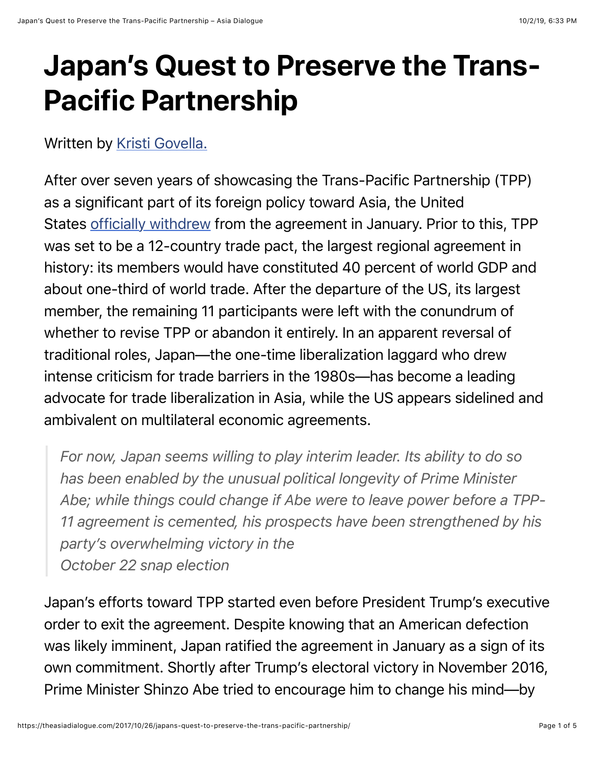# Japan's Quest to Preserve the Trans-Pacific Partnership

Written by [Kristi Govella.]()

After over seven years of showcasing the Trans-Pacific Partnership (TPP) as a significant part of its foreign policy toward Asia, the United States [officially withdrew]() from the agreement in January. Prior to this, TPP was set to be a 12-country trade pact, the largest regional agreement in history: its members would have constituted 40 percent of world GDP and about one-third of world trade. After the departure of the US, its largest member, the remaining 11 participants were left with the conundrum of whether to revise TPP or abandon it entirely. In an apparent reversal of traditional roles, Japan—the one-time liberalization laggard who drew intense criticism for trade barriers in the 1980s—has become a leading advocate for trade liberalization in Asia, while the US appears sidelined and ambivalent on multilateral economic agreements.

> *For now, Japan seems willing to play interim leader. Its ability to do so has been enabled by the unusual political longevity of Prime Minister Abe; while things could change if Abe were to leave power before a TPP-11 agreement is cemented, his prospects have been strengthened by his party's overwhelming victory in the October 22 snap election*

Japan's efforts toward TPP started even before President Trump's executive order to exit the agreement. Despite knowing that an American defection was likely imminent, Japan ratified the agreement in January as a sign of its own commitment. Shortly after Trump's electoral victory in November 2016, Prime Minister Shinzo Abe tried to encourage him to change his mind—by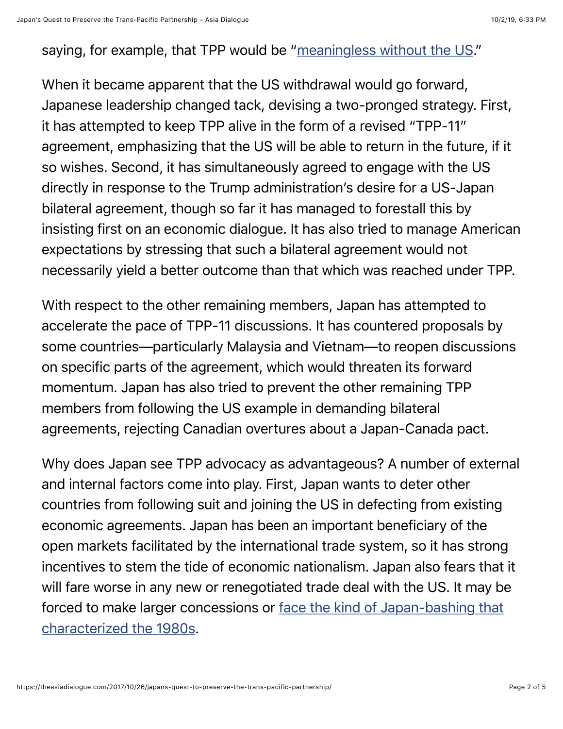saying, for example, that TPP would be "meaningless without the US."

When it became apparent that the US withdrawal would go forward, Japanese leadership changed tack, devising a two-pronged strategy. First, it has attempted to keep TPP alive in the form of a revised "TPP-11" agreement, emphasizing that the US will be able to return in the future, if it so wishes. Second, it has simultaneously agreed to engage with the US directly in response to the Trump administration's desire for a US-Japan bilateral agreement, though so far it has managed to forestall this by insisting first on an economic dialogue. It has also tried to manage American expectations by stressing that such a bilateral agreement would not necessarily yield a better outcome than that which was reached under TPP.

With respect to the other remaining members, Japan has attempted to accelerate the pace of TPP-11 discussions. It has countered proposals by some countries—particularly Malaysia and Vietnam—to reopen discussions on specific parts of the agreement, which would threaten its forward momentum. Japan has also tried to prevent the other remaining TPP members from following the US example in demanding bilateral agreements, rejecting Canadian overtures about a Japan-Canada pact.

Why does Japan see TPP advocacy as advantageous? A number of external and internal factors come into play. First, Japan wants to deter other countries from following suit and joining the US in defecting from existing economic agreements. Japan has been an important beneficiary of the open markets facilitated by the international trade system, so it has strong incentives to stem the tide of economic nationalism. Japan also fears that it will fare worse in any new or renegotiated trade deal with the US. It may be forced to make larger concessions or face the kind of Japan-bashing that characterized the 1980s.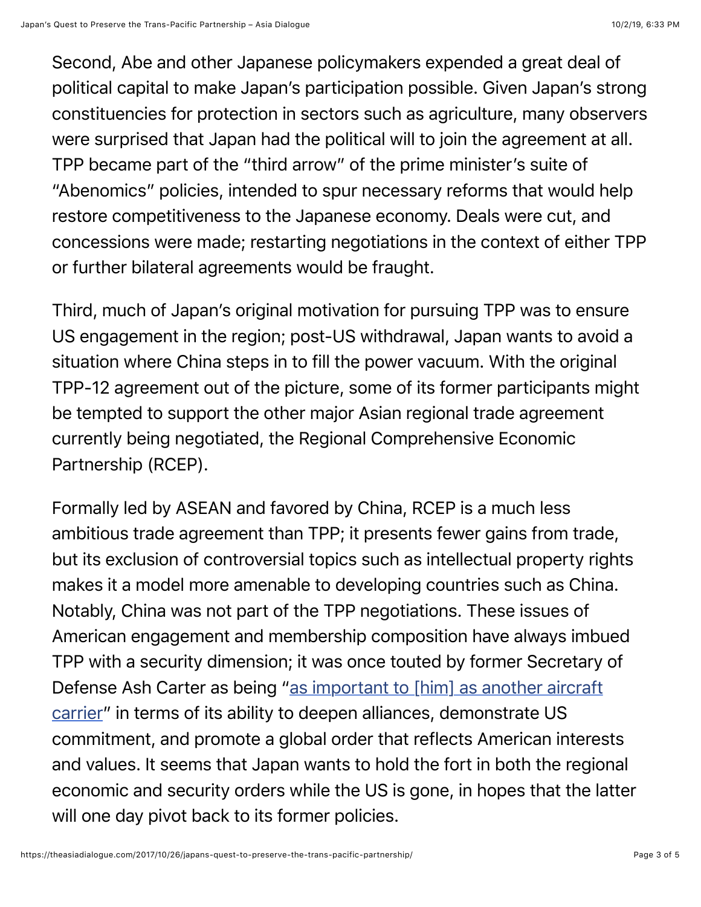Second, Abe and other Japanese policymakers expended a great deal of political capital to make Japan's participation possible. Given Japan's strong constituencies for protection in sectors such as agriculture, many observers were surprised that Japan had the political will to join the agreement at all. TPP became part of the "third arrow" of the prime minister's suite of "Abenomics" policies, intended to spur necessary reforms that would help restore competitiveness to the Japanese economy. Deals were cut, and concessions were made; restarting negotiations in the context of either TPP or further bilateral agreements would be fraught.

Third, much of Japan's original motivation for pursuing TPP was to ensure US engagement in the region; post-US withdrawal, Japan wants to avoid a situation where China steps in to fill the power vacuum. With the original TPP-12 agreement out of the picture, some of its former participants might be tempted to support the other major Asian regional trade agreement currently being negotiated, the Regional Comprehensive Economic Partnership (RCEP).

Formally led by ASEAN and favored by China, RCEP is a much less ambitious trade agreement than TPP; it presents fewer gains from trade, but its exclusion of controversial topics such as intellectual property rights makes it a model more amenable to developing countries such as China. Notably, China was not part of the TPP negotiations. These issues of American engagement and membership composition have always imbued TPP with a security dimension; it was once touted by former Secretary of Defense Ash Carter as being "as important to [him] as another aircraft carrier" in terms of its ability to deepen alliances, demonstrate US commitment, and promote a global order that reflects American interests and values. It seems that Japan wants to hold the fort in both the regional economic and security orders while the US is gone, in hopes that the latter will one day pivot back to its former policies.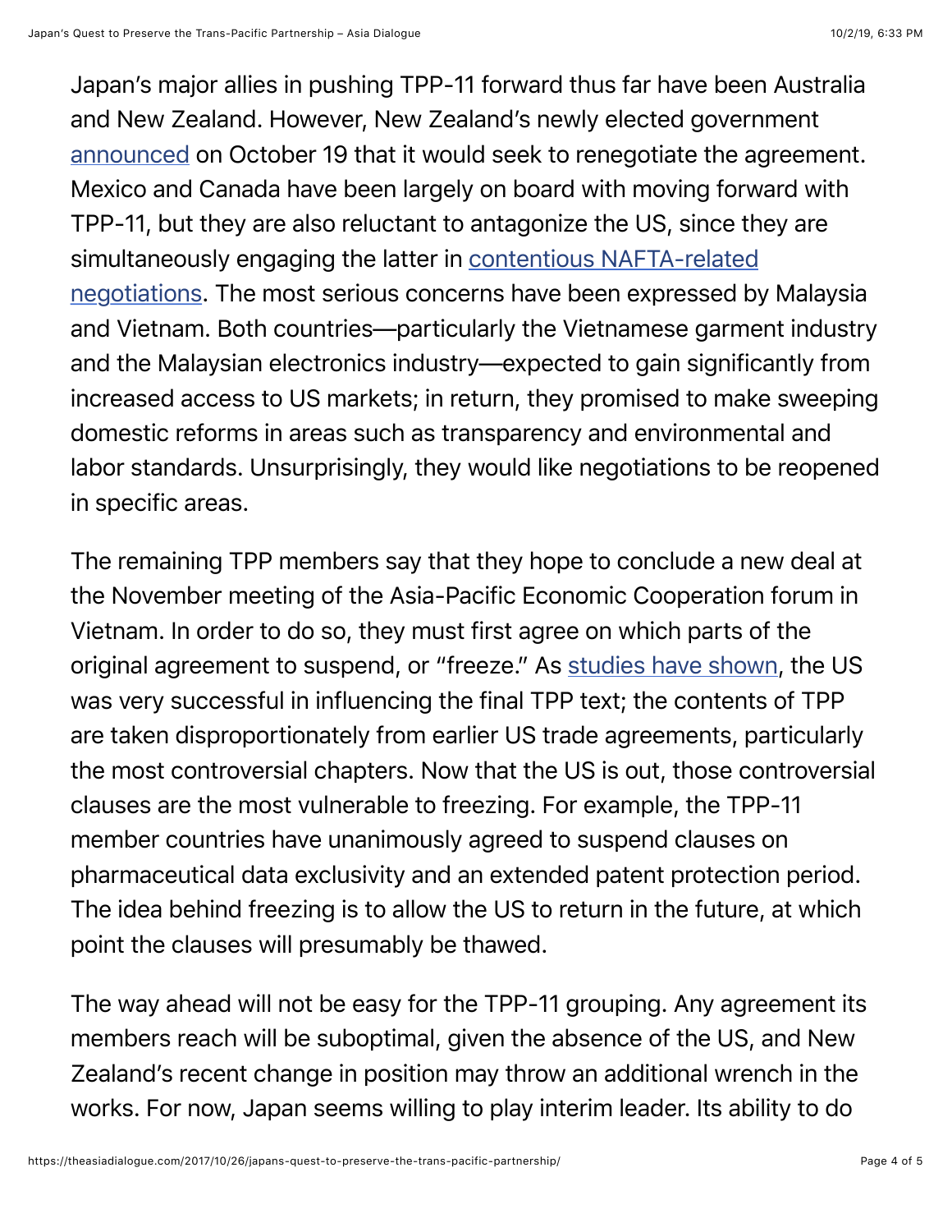Japan's major allies in pushing TPP-11 forward thus far have been Australia and New Zealand. However, New Zealand's newly elected government announced on October 19 that it would seek to renegotiate the agreement. Mexico and Canada have been largely on board with moving forward with TPP-11, but they are also reluctant to antagonize the US, since they are simultaneously engaging the latter in contentious NAFTA-related negotiations. The most serious concerns have been expressed by Malaysia and Vietnam. Both countries—particularly the Vietnamese garment industry and the Malaysian electronics industry—expected to gain significantly from increased access to US markets; in return, they promised to make sweeping domestic reforms in areas such as transparency and environmental and labor standards. Unsurprisingly, they would like negotiations to be reopened in specific areas.

The remaining TPP members say that they hope to conclude a new deal at the November meeting of the Asia-Pacific Economic Cooperation forum in Vietnam. In order to do so, they must first agree on which parts of the original agreement to suspend, or "freeze." As studies have shown, the US was very successful in influencing the final TPP text; the contents of TPP are taken disproportionately from earlier US trade agreements, particularly the most controversial chapters. Now that the US is out, those controversial clauses are the most vulnerable to freezing. For example, the TPP-11 member countries have unanimously agreed to suspend clauses on pharmaceutical data exclusivity and an extended patent protection period. The idea behind freezing is to allow the US to return in the future, at which point the clauses will presumably be thawed.

The way ahead will not be easy for the TPP-11 grouping. Any agreement its members reach will be suboptimal, given the absence of the US, and New Zealand's recent change in position may throw an additional wrench in the works. For now, Japan seems willing to play interim leader. Its ability to do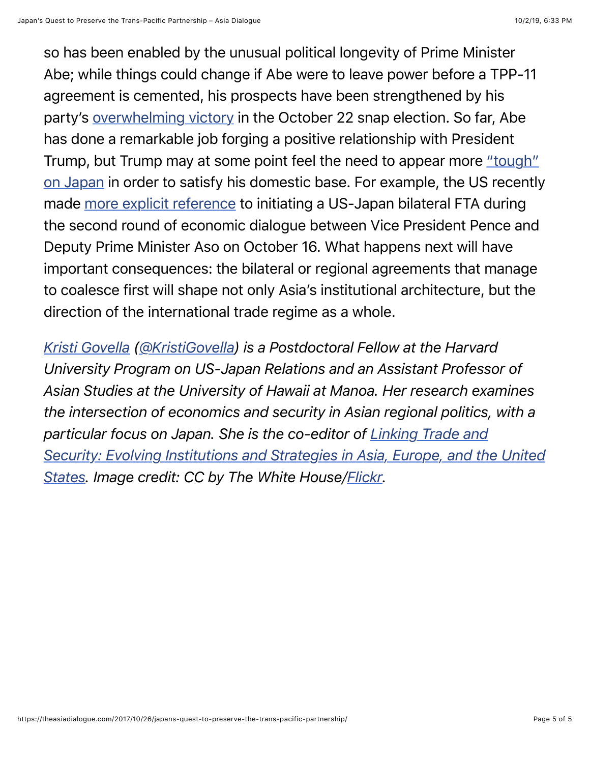so has been enabled by the unusual political longevity of Prime Minister Abe; while things could change if Abe were to leave power before a TPP-11 agreement is cemented, his prospects have been strengthened by his party's overwhelming victory in the October 22 snap election. So far, Abe has done a remarkable job forging a positive relationship with President Trump, but Trump may at some point feel the need to appear more "tough" on Japan in order to satisfy his domestic base. For example, the US recently made more explicit reference to initiating a US-Japan bilateral FTA during the second round of economic dialogue between Vice President Pence and Deputy Prime Minister Aso on October 16. What happens next will have important consequences: the bilateral or regional agreements that manage to coalesce first will shape not only Asia's institutional architecture, but the direction of the international trade regime as a whole.

*Kristi Govella (@KristiGovella) is a Postdoctoral Fellow at the Harvard University Program on US-Japan Relations and an Assistant Professor of Asian Studies at the University of Hawaii at Manoa. Her research examines the intersection of economics and security in Asian regional politics, with a particular focus on Japan. She is the co-editor of Linking Trade and Security: Evolving Institutions and Strategies in Asia, Europe, and the United States. Image credit: CC by The White House/Flickr.*